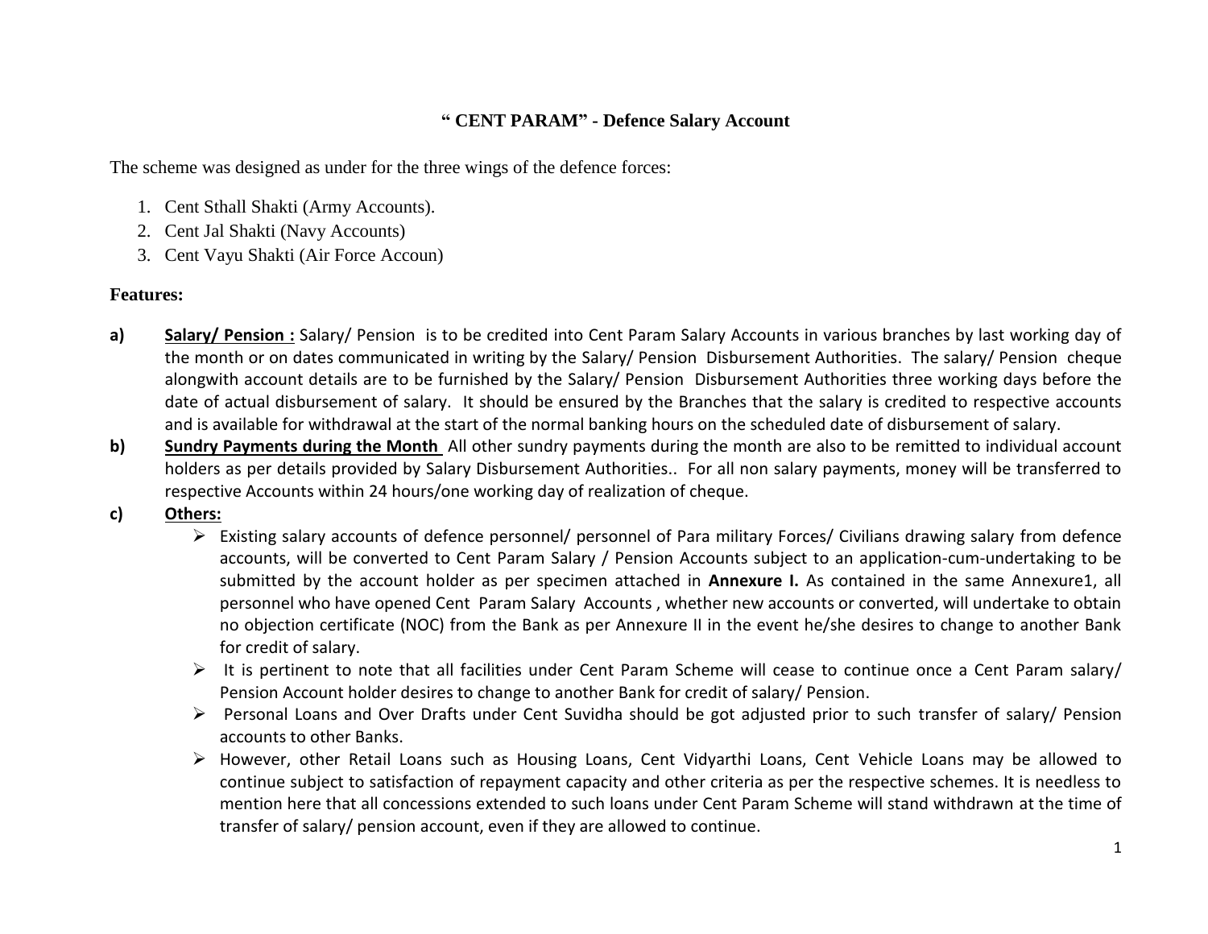# " CENT PARAM" - Defence Salary Account

The scheme was designed as under for the three wings of the defence forces:

1. Cent Sthall Shakti (Army Accounts).
2. Cent Jal Shakti (Navy Accounts)
3. Cent Vayu Shakti (Air Force Accoun)

**Features:**

**a)** **Salary/ Pension :** Salary/ Pension is to be credited into Cent Param Salary Accounts in various branches by last working day of the month or on dates communicated in writing by the Salary/ Pension Disbursement Authorities. The salary/ Pension cheque alongwith account details are to be furnished by the Salary/ Pension Disbursement Authorities three working days before the date of actual disbursement of salary. It should be ensured by the Branches that the salary is credited to respective accounts and is available for withdrawal at the start of the normal banking hours on the scheduled date of disbursement of salary.

**b)** **Sundry Payments during the Month** All other sundry payments during the month are also to be remitted to individual account holders as per details provided by Salary Disbursement Authorities.. For all non salary payments, money will be transferred to respective Accounts within 24 hours/one working day of realization of cheque.

**c)** **Others:**

- Existing salary accounts of defence personnel/ personnel of Para military Forces/ Civilians drawing salary from defence accounts, will be converted to Cent Param Salary / Pension Accounts subject to an application-cum-undertaking to be submitted by the account holder as per specimen attached in **Annexure I.** As contained in the same Annexure1, all personnel who have opened Cent Param Salary Accounts , whether new accounts or converted, will undertake to obtain no objection certificate (NOC) from the Bank as per Annexure II in the event he/she desires to change to another Bank for credit of salary.
- It is pertinent to note that all facilities under Cent Param Scheme will cease to continue once a Cent Param salary/ Pension Account holder desires to change to another Bank for credit of salary/ Pension.
- Personal Loans and Over Drafts under Cent Suvidha should be got adjusted prior to such transfer of salary/ Pension accounts to other Banks.
- However, other Retail Loans such as Housing Loans, Cent Vidyarthi Loans, Cent Vehicle Loans may be allowed to continue subject to satisfaction of repayment capacity and other criteria as per the respective schemes. It is needless to mention here that all concessions extended to such loans under Cent Param Scheme will stand withdrawn at the time of transfer of salary/ pension account, even if they are allowed to continue.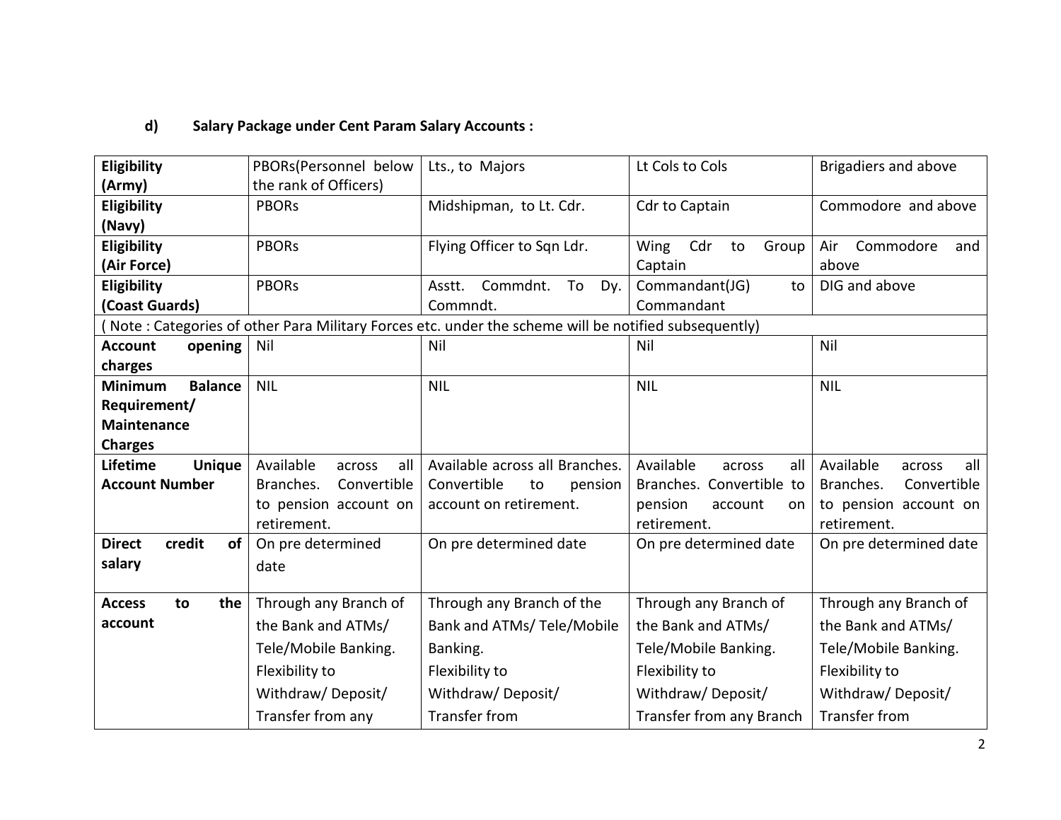**d) Salary Package under Cent Param Salary Accounts :**

| Eligibility (Army) | PBORs(Personnel below the rank of Officers) | Lts., to Majors | Lt Cols to Cols | Brigadiers and above |
|---|---|---|---|---|
| Eligibility (Navy) | PBORs | Midshipman, to Lt. Cdr. | Cdr to Captain | Commodore and above |
| Eligibility (Air Force) | PBORs | Flying Officer to Sqn Ldr. | Wing Cdr to Group Captain | Air Commodore and above |
| Eligibility (Coast Guards) | PBORs | Asstt. Commdnt. To Dy. Commndt. | Commandant(JG) to Commandant | DIG and above |
| ( Note : Categories of other Para Military Forces etc. under the scheme will be notified subsequently) | | | | |
| Account opening charges | Nil | Nil | Nil | Nil |
| Minimum Balance Requirement/ Maintenance Charges | NIL | NIL | NIL | NIL |
| Lifetime Unique Account Number | Available across all Branches. Convertible to pension account on retirement. | Available across all Branches. Convertible to pension account on retirement. | Available across all Branches. Convertible to pension account on retirement. | Available across all Branches. Convertible to pension account on retirement. |
| Direct credit of salary | On pre determined date | On pre determined date | On pre determined date | On pre determined date |
| Access to the account | Through any Branch of the Bank and ATMs/ Tele/Mobile Banking. Flexibility to Withdraw/ Deposit/ Transfer from any | Through any Branch of the Bank and ATMs/ Tele/Mobile Banking. Flexibility to Withdraw/ Deposit/ Transfer from | Through any Branch of the Bank and ATMs/ Tele/Mobile Banking. Flexibility to Withdraw/ Deposit/ Transfer from any Branch | Through any Branch of the Bank and ATMs/ Tele/Mobile Banking. Flexibility to Withdraw/ Deposit/ Transfer from |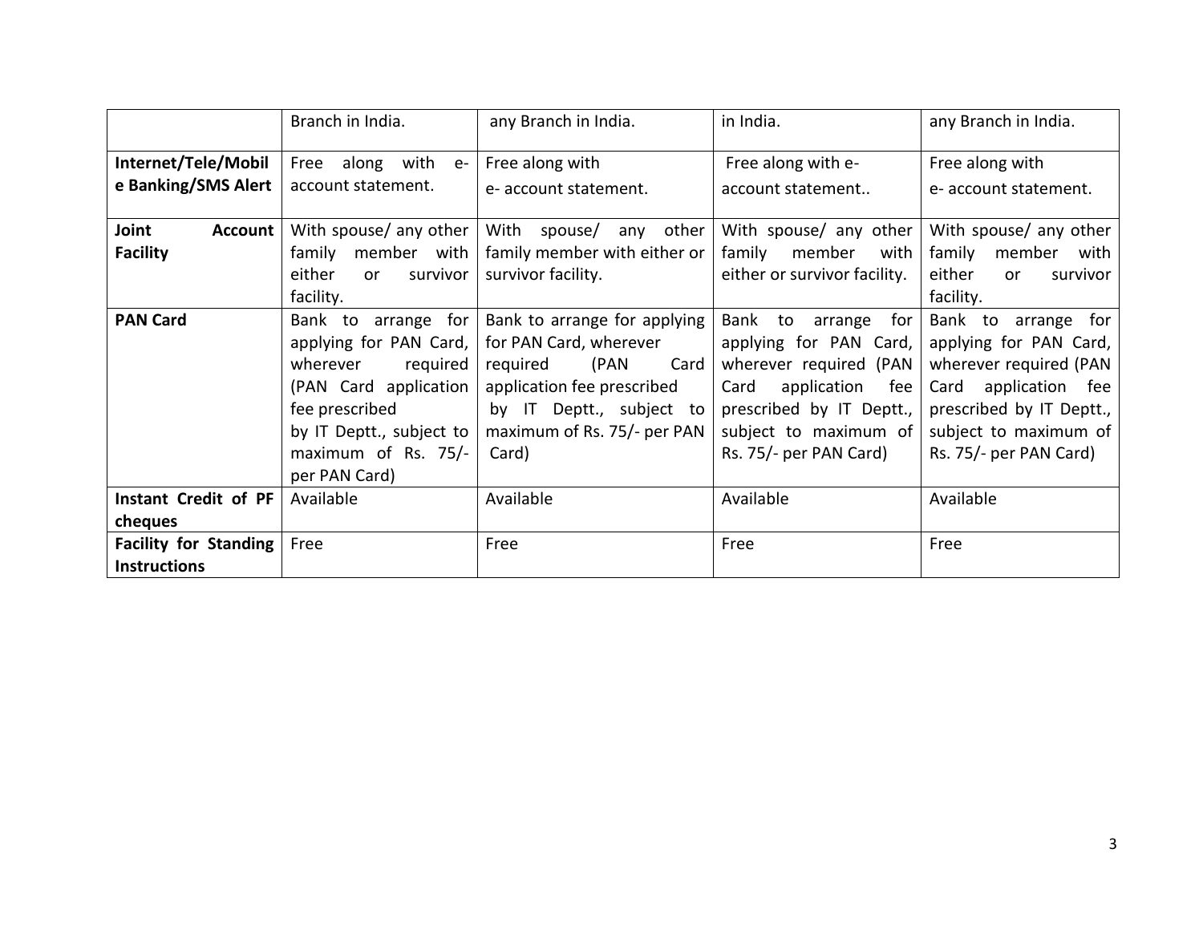| | | | | |
|---|---|---|---|---|
| | Branch in India. | any Branch in India. | in India. | any Branch in India. |
| **Internet/Tele/Mobile Banking/SMS Alert** | Free along with e-account statement. | Free along with e- account statement. | Free along with e-account statement.. | Free along with e- account statement. |
| **Joint Account Facility** | With spouse/ any other family member with either or survivor facility. | With spouse/ any other family member with either or survivor facility. | With spouse/ any other family member with either or survivor facility. | With spouse/ any other family member with either or survivor facility. |
| **PAN Card** | Bank to arrange for applying for PAN Card, wherever required (PAN Card application fee prescribed by IT Deptt., subject to maximum of Rs. 75/- per PAN Card) | Bank to arrange for applying for PAN Card, wherever required (PAN Card application fee prescribed by IT Deptt., subject to maximum of Rs. 75/- per PAN Card) | Bank to arrange for applying for PAN Card, wherever required (PAN Card application fee prescribed by IT Deptt., subject to maximum of Rs. 75/- per PAN Card) | Bank to arrange for applying for PAN Card, wherever required (PAN Card application fee prescribed by IT Deptt., subject to maximum of Rs. 75/- per PAN Card) |
| **Instant Credit of PF cheques** | Available | Available | Available | Available |
| **Facility for Standing Instructions** | Free | Free | Free | Free |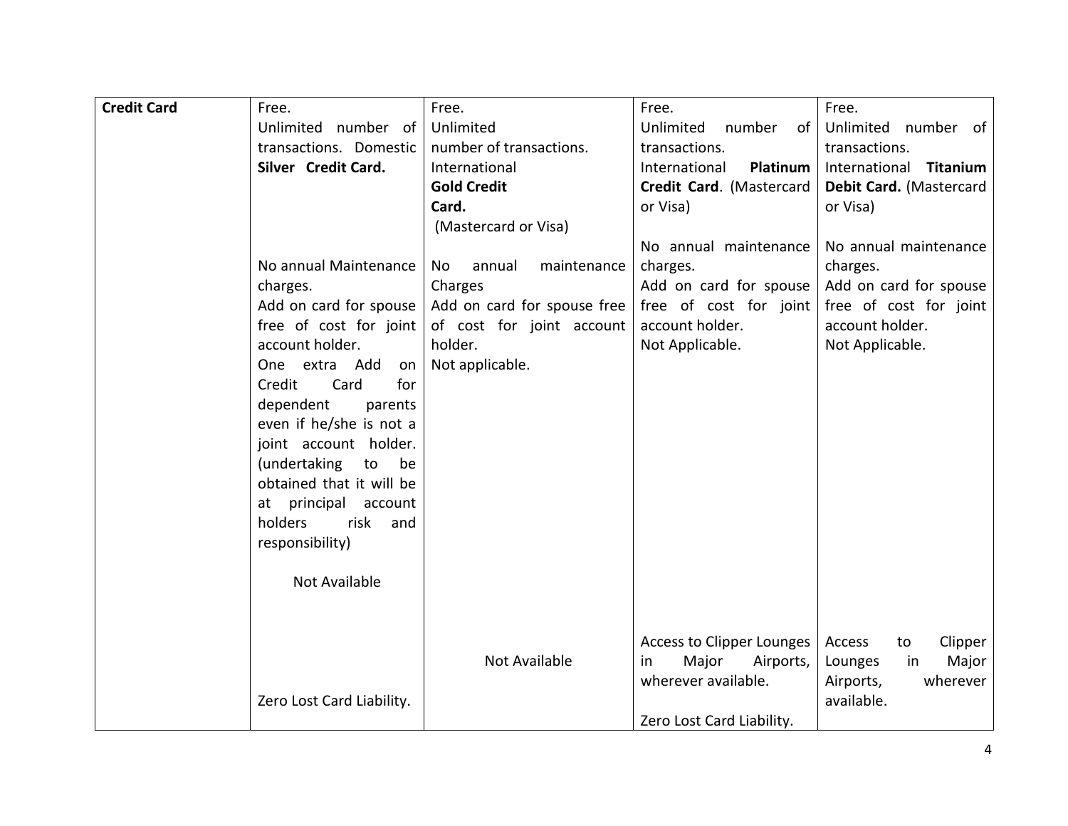| **Credit Card** | Free.<br>Unlimited number of transactions. Domestic **Silver Credit Card.**<br><br>No annual Maintenance charges.<br>Add on card for spouse free of cost for joint account holder.<br>One extra Add on Credit Card for dependent parents even if he/she is not a joint account holder. (undertaking to be obtained that it will be at principal account holders risk and responsibility)<br><br>Not Available<br><br>Zero Lost Card Liability. | Free.<br>Unlimited number of transactions.<br>International **Gold Credit Card.** (Mastercard or Visa)<br><br>No annual maintenance Charges<br>Add on card for spouse free of cost for joint account holder.<br>Not applicable.<br><br>Not Available | Free.<br>Unlimited number of transactions.<br>International **Platinum Credit Card**. (Mastercard or Visa)<br><br>No annual maintenance charges.<br>Add on card for spouse free of cost for joint account holder.<br>Not Applicable.<br><br>Access to Clipper Lounges in Major Airports, wherever available.<br><br>Zero Lost Card Liability. | Free.<br>Unlimited number of transactions.<br>International **Titanium Debit Card.** (Mastercard or Visa)<br><br>No annual maintenance charges.<br>Add on card for spouse free of cost for joint account holder.<br>Not Applicable.<br><br>Access to Clipper Lounges in Major Airports, wherever available. |
|---|---|---|---|---|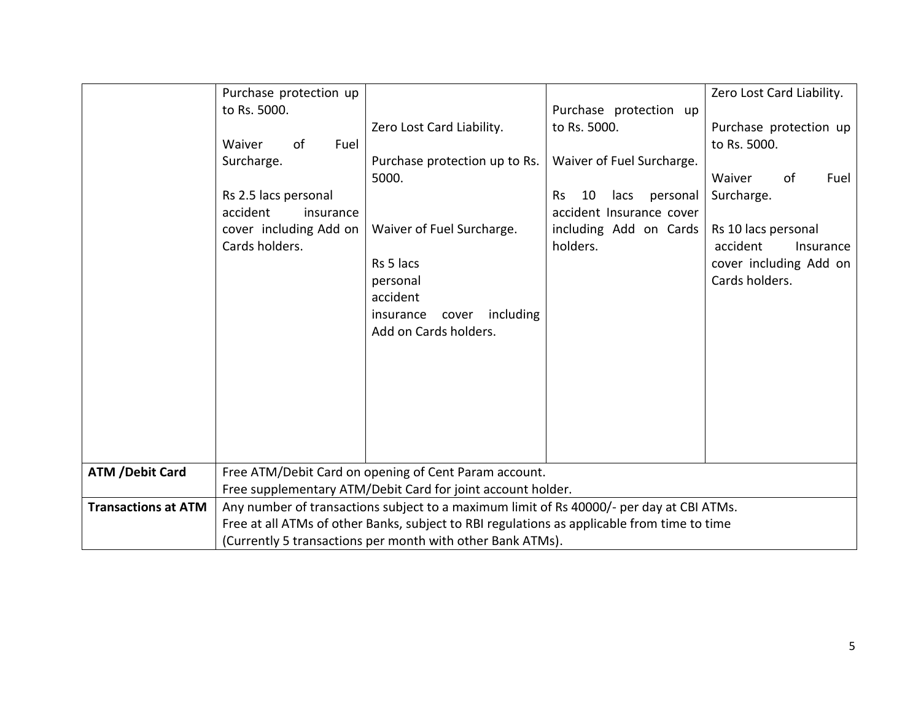| | | | | |
|---|---|---|---|---|
| | Purchase protection up to Rs. 5000.<br><br>Waiver of Fuel Surcharge.<br><br>Rs 2.5 lacs personal accident insurance cover including Add on Cards holders. | Zero Lost Card Liability.<br><br>Purchase protection up to Rs. 5000.<br><br>Waiver of Fuel Surcharge.<br><br>Rs 5 lacs personal accident insurance cover including Add on Cards holders. | Purchase protection up to Rs. 5000.<br><br>Waiver of Fuel Surcharge.<br><br>Rs 10 lacs personal accident Insurance cover including Add on Cards holders. | Zero Lost Card Liability.<br><br>Purchase protection up to Rs. 5000.<br><br>Waiver of Fuel Surcharge.<br><br>Rs 10 lacs personal accident Insurance cover including Add on Cards holders. |
| **ATM /Debit Card** | Free ATM/Debit Card on opening of Cent Param account.<br>Free supplementary ATM/Debit Card for joint account holder. | | | |
| **Transactions at ATM** | Any number of transactions subject to a maximum limit of Rs 40000/- per day at CBI ATMs.<br>Free at all ATMs of other Banks, subject to RBI regulations as applicable from time to time<br>(Currently 5 transactions per month with other Bank ATMs). | | | |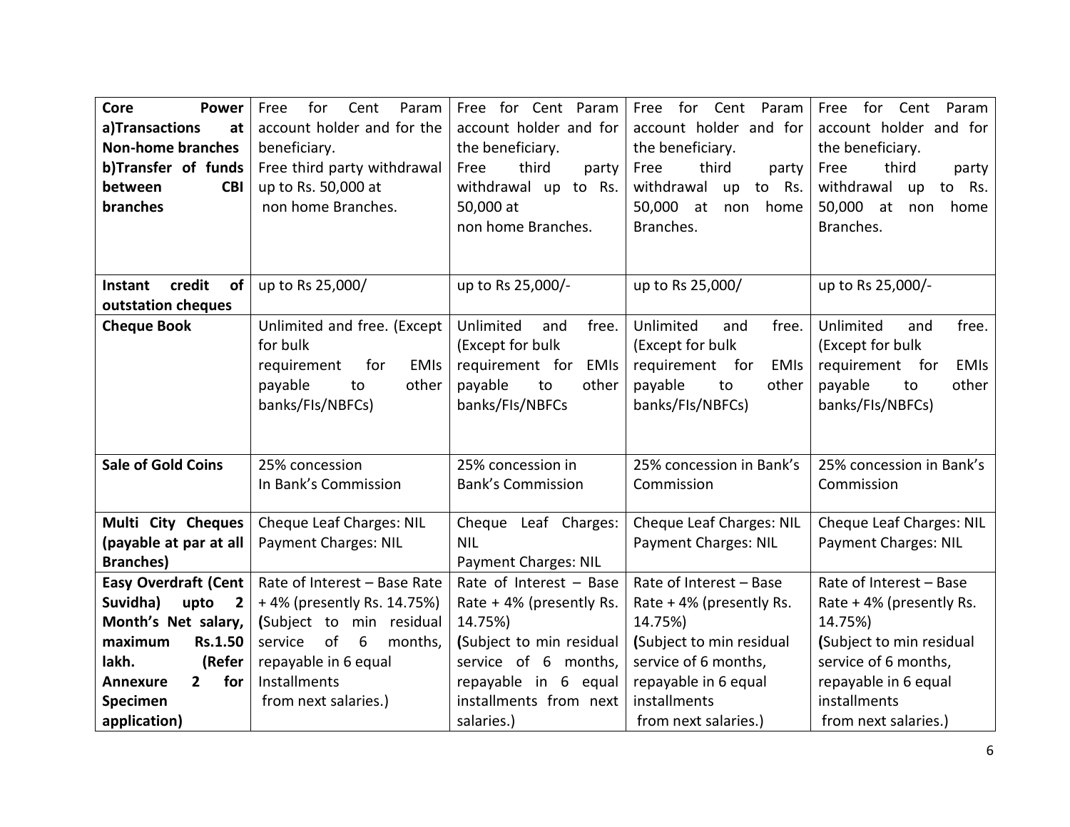| **Core Power a)Transactions at Non-home branches b)Transfer of funds between CBI branches** | Free for Cent Param account holder and for the beneficiary. Free third party withdrawal up to Rs. 50,000 at non home Branches. | Free for Cent Param account holder and for the beneficiary. Free third party withdrawal up to Rs. 50,000 at non home Branches. | Free for Cent Param account holder and for the beneficiary. Free third party withdrawal up to Rs. 50,000 at non home Branches. | Free for Cent Param account holder and for the beneficiary. Free third party withdrawal up to Rs. 50,000 at non home Branches. |
|---|---|---|---|---|
| **Instant credit of outstation cheques** | up to Rs 25,000/ | up to Rs 25,000/- | up to Rs 25,000/ | up to Rs 25,000/- |
| **Cheque Book** | Unlimited and free. (Except for bulk requirement for EMIs payable to other banks/FIs/NBFCs) | Unlimited and free. (Except for bulk requirement for EMIs payable to other banks/FIs/NBFCs | Unlimited and free. (Except for bulk requirement for EMIs payable to other banks/FIs/NBFCs) | Unlimited and free. (Except for bulk requirement for EMIs payable to other banks/FIs/NBFCs) |
| **Sale of Gold Coins** | 25% concession In Bank's Commission | 25% concession in Bank's Commission | 25% concession in Bank's Commission | 25% concession in Bank's Commission |
| **Multi City Cheques (payable at par at all Branches)** | Cheque Leaf Charges: NIL Payment Charges: NIL | Cheque Leaf Charges: NIL Payment Charges: NIL | Cheque Leaf Charges: NIL Payment Charges: NIL | Cheque Leaf Charges: NIL Payment Charges: NIL |
| **Easy Overdraft (Cent Suvidha) upto 2 Month's Net salary, maximum Rs.1.50 lakh. (Refer Annexure 2 for Specimen application)** | Rate of Interest – Base Rate + 4% (presently Rs. 14.75%) (Subject to min residual service of 6 months, repayable in 6 equal Installments from next salaries.) | Rate of Interest – Base Rate + 4% (presently Rs. 14.75%) (Subject to min residual service of 6 months, repayable in 6 equal installments from next salaries.) | Rate of Interest – Base Rate + 4% (presently Rs. 14.75%) (Subject to min residual service of 6 months, repayable in 6 equal installments from next salaries.) | Rate of Interest – Base Rate + 4% (presently Rs. 14.75%) (Subject to min residual service of 6 months, repayable in 6 equal installments from next salaries.) |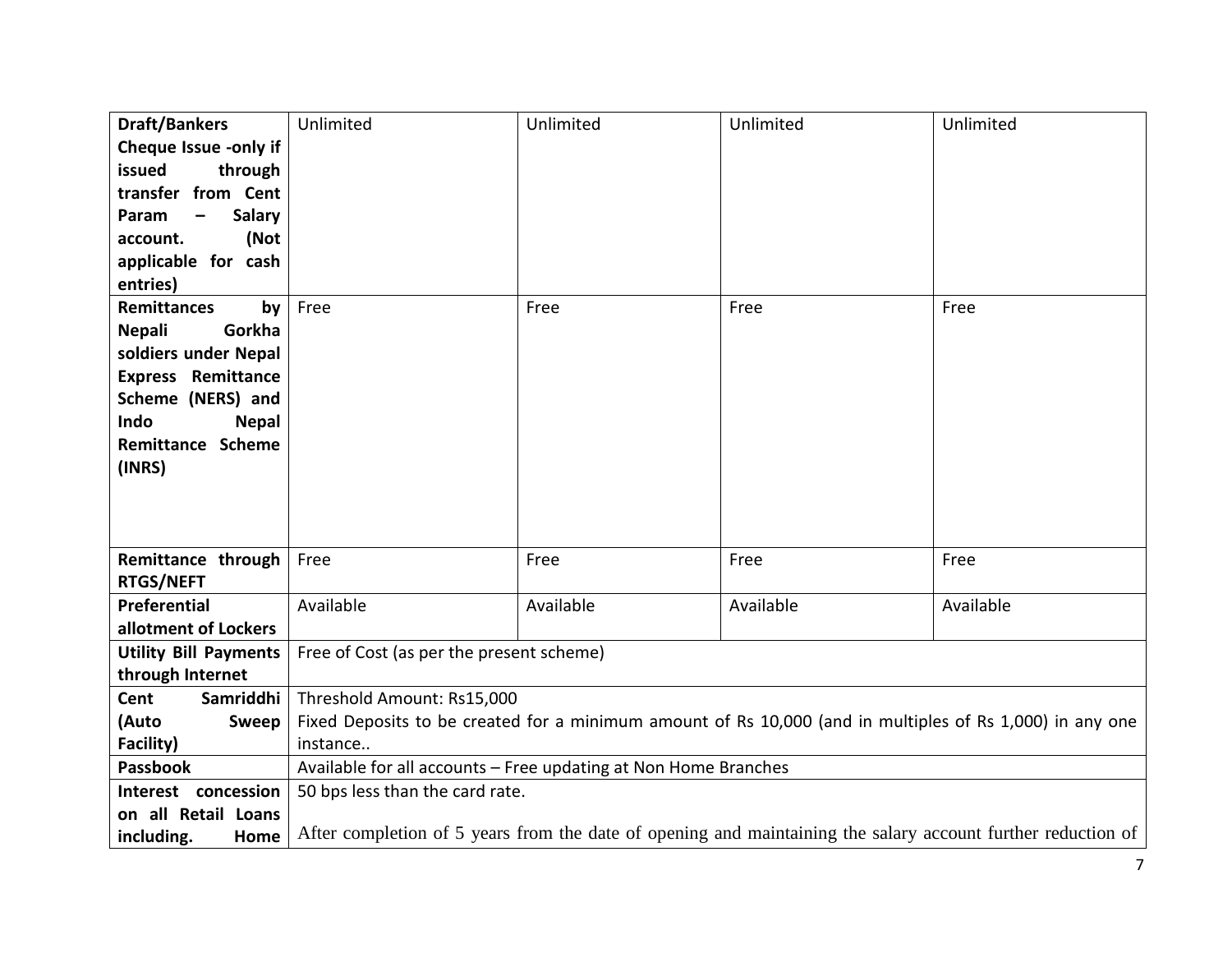| | | | | |
|---|---|---|---|---|
| **Draft/Bankers Cheque Issue -only if issued through transfer from Cent Param – Salary account. (Not applicable for cash entries)** | Unlimited | Unlimited | Unlimited | Unlimited |
| **Remittances by Nepali Gorkha soldiers under Nepal Express Remittance Scheme (NERS) and Indo Nepal Remittance Scheme (INRS)** | Free | Free | Free | Free |
| **Remittance through RTGS/NEFT** | Free | Free | Free | Free |
| **Preferential allotment of Lockers** | Available | Available | Available | Available |
| **Utility Bill Payments through Internet** | Free of Cost (as per the present scheme) | | | |
| **Cent Samriddhi (Auto Sweep Facility)** | Threshold Amount: Rs15,000<br>Fixed Deposits to be created for a minimum amount of Rs 10,000 (and in multiples of Rs 1,000) in any one instance.. | | | |
| **Passbook** | Available for all accounts – Free updating at Non Home Branches | | | |
| **Interest concession on all Retail Loans including. Home** | 50 bps less than the card rate.<br><br>After completion of 5 years from the date of opening and maintaining the salary account further reduction of | | | |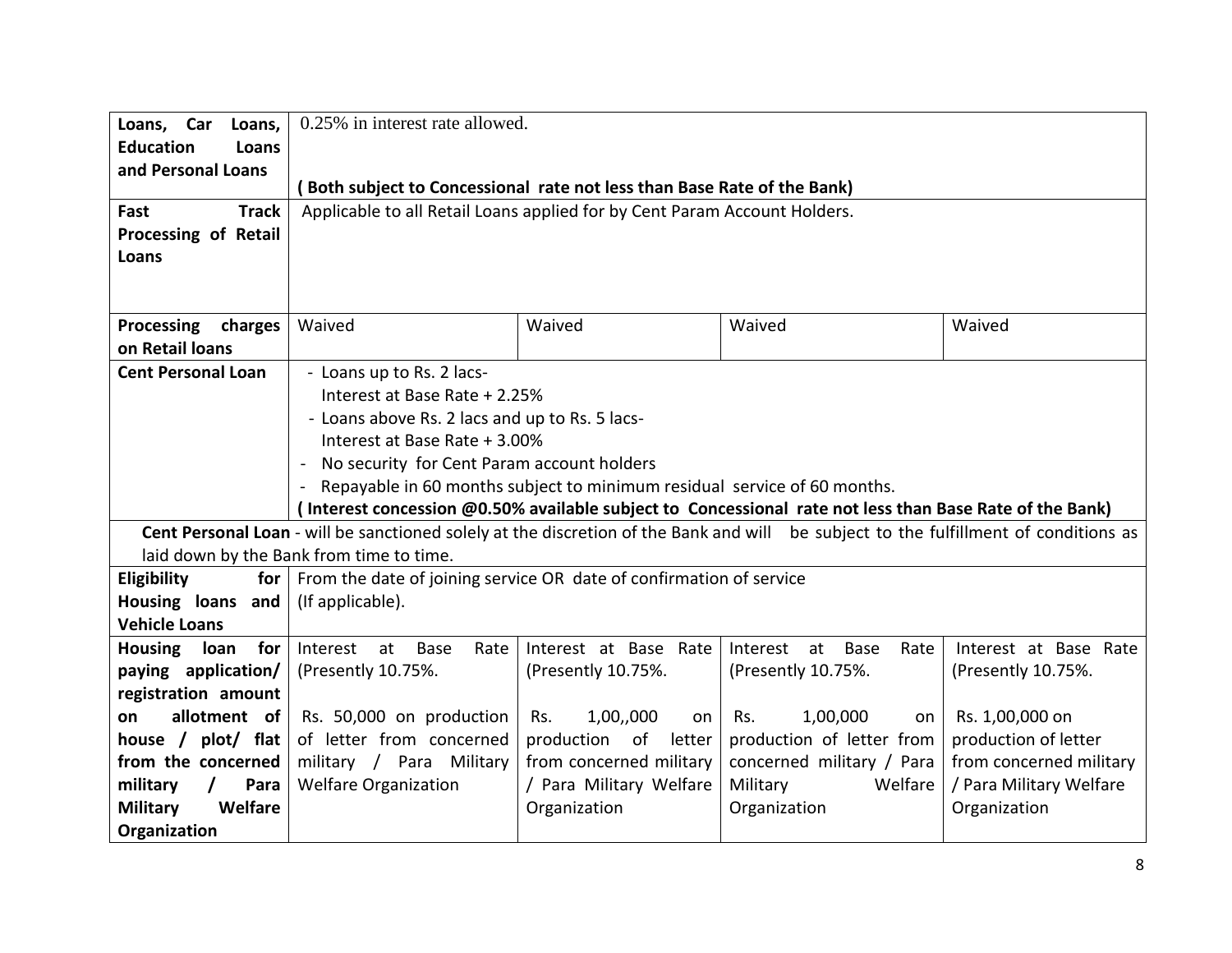| Loans, Car Loans, Education Loans and Personal Loans | 0.25% in interest rate allowed.<br><br>**( Both subject to Concessional rate not less than Base Rate of the Bank)** | | | |
|---|---|---|---|---|
| **Fast Track Processing of Retail Loans** | Applicable to all Retail Loans applied for by Cent Param Account Holders. | | | |
| **Processing charges on Retail loans** | Waived | Waived | Waived | Waived |
| **Cent Personal Loan** | - Loans up to Rs. 2 lacs- Interest at Base Rate + 2.25%<br>- Loans above Rs. 2 lacs and up to Rs. 5 lacs- Interest at Base Rate + 3.00%<br>- No security for Cent Param account holders<br>- Repayable in 60 months subject to minimum residual service of 60 months.<br>**( Interest concession @0.50% available subject to Concessional rate not less than Base Rate of the Bank)** | | | |
| **Cent Personal Loan** - will be sanctioned solely at the discretion of the Bank and will be subject to the fulfillment of conditions as laid down by the Bank from time to time. | | | | |
| **Eligibility for Housing loans and Vehicle Loans** | From the date of joining service OR date of confirmation of service (If applicable). | | | |
| **Housing loan for paying application/ registration amount on allotment of house / plot/ flat from the concerned military / Para Military Welfare Organization** | Interest at Base Rate (Presently 10.75%.<br><br>Rs. 50,000 on production of letter from concerned military / Para Military Welfare Organization | Interest at Base Rate (Presently 10.75%.<br><br>Rs. 1,00,,000 on production of letter from concerned military / Para Military Welfare Organization | Interest at Base Rate (Presently 10.75%.<br><br>Rs. 1,00,000 on production of letter from concerned military / Para Military Welfare Organization | Interest at Base Rate (Presently 10.75%.<br><br>Rs. 1,00,000 on production of letter from concerned military / Para Military Welfare Organization |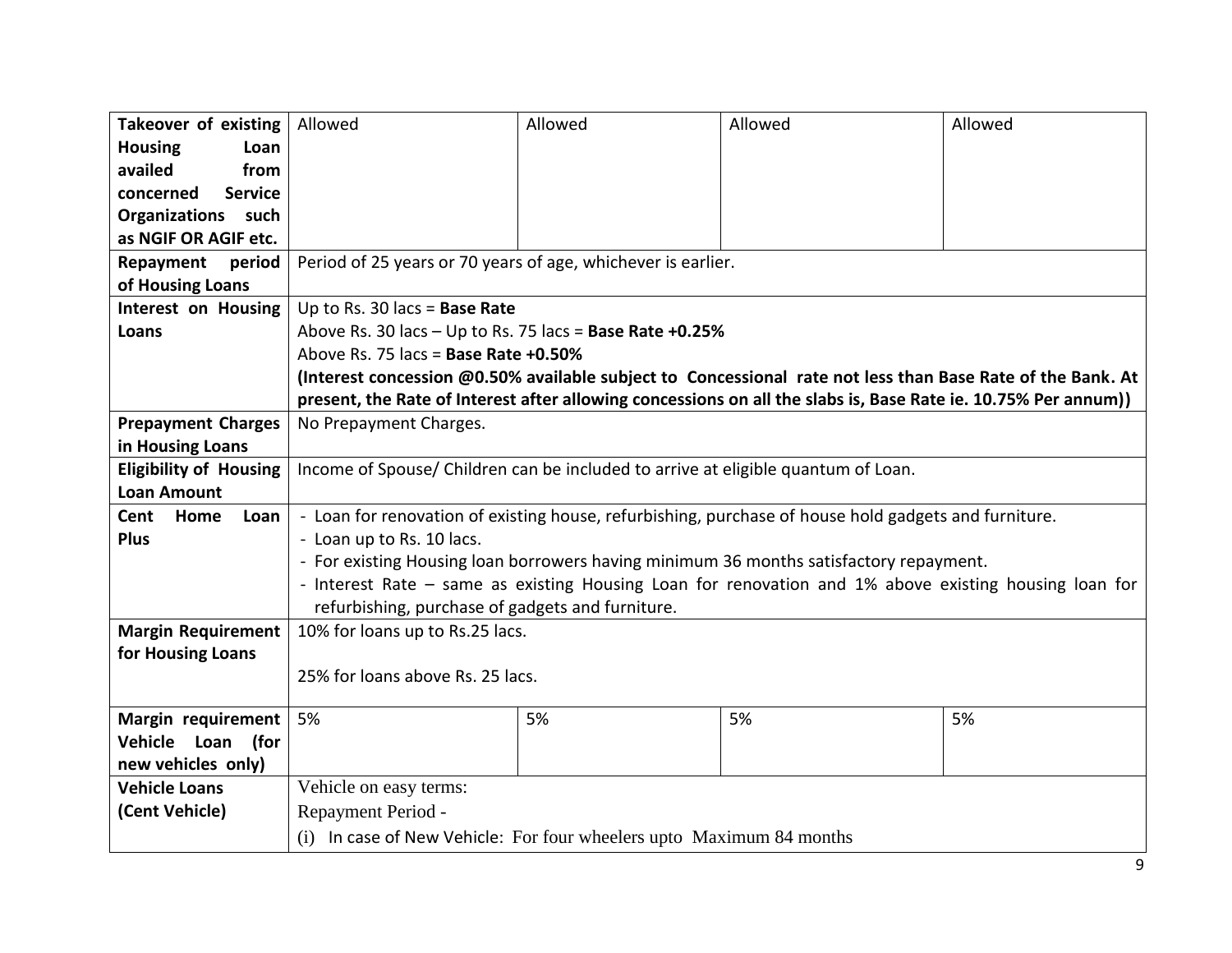| **Takeover of existing Housing Loan availed from concerned Service Organizations such as NGIF OR AGIF etc.** | Allowed | Allowed | Allowed | Allowed |
|---|---|---|---|---|
| **Repayment period of Housing Loans** | Period of 25 years or 70 years of age, whichever is earlier. | | | |
| **Interest on Housing Loans** | Up to Rs. 30 lacs = **Base Rate**<br>Above Rs. 30 lacs – Up to Rs. 75 lacs = **Base Rate +0.25%**<br>Above Rs. 75 lacs = **Base Rate +0.50%**<br>**(Interest concession @0.50% available subject to Concessional rate not less than Base Rate of the Bank. At present, the Rate of Interest after allowing concessions on all the slabs is, Base Rate ie. 10.75% Per annum))** | | | |
| **Prepayment Charges in Housing Loans** | No Prepayment Charges. | | | |
| **Eligibility of Housing Loan Amount** | Income of Spouse/ Children can be included to arrive at eligible quantum of Loan. | | | |
| **Cent Home Loan Plus** | - Loan for renovation of existing house, refurbishing, purchase of house hold gadgets and furniture.<br>- Loan up to Rs. 10 lacs.<br>- For existing Housing loan borrowers having minimum 36 months satisfactory repayment.<br>- Interest Rate – same as existing Housing Loan for renovation and 1% above existing housing loan for refurbishing, purchase of gadgets and furniture. | | | |
| **Margin Requirement for Housing Loans** | 10% for loans up to Rs.25 lacs.<br><br>25% for loans above Rs. 25 lacs. | | | |
| **Margin requirement Vehicle Loan (for new vehicles only)** | 5% | 5% | 5% | 5% |
| **Vehicle Loans (Cent Vehicle)** | Vehicle on easy terms:<br>Repayment Period -<br>(i) In case of New Vehicle: For four wheelers upto Maximum 84 months | | | |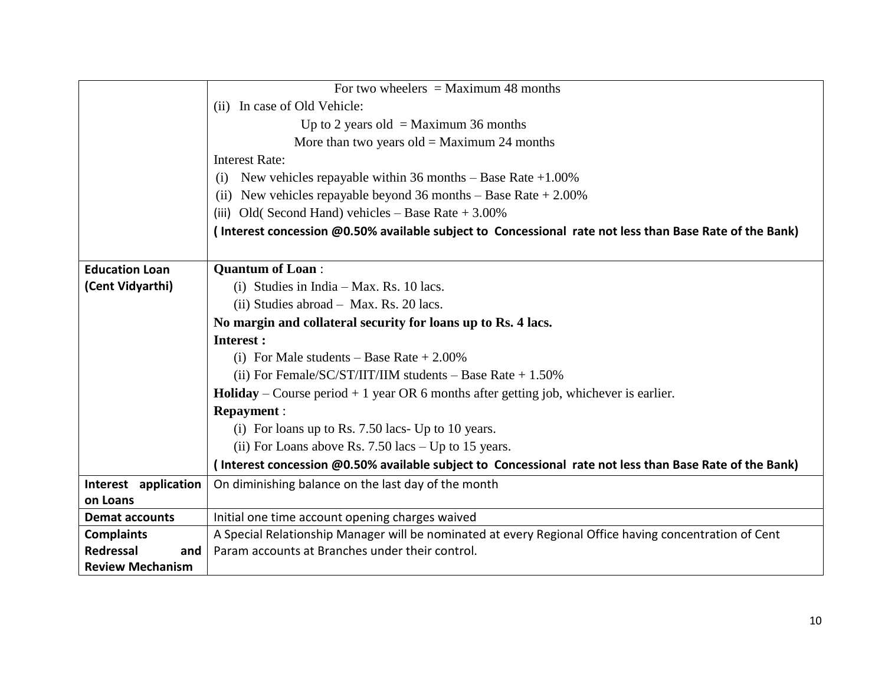| | |
|---|---|
| | For two wheelers = Maximum 48 months<br>(ii) In case of Old Vehicle:<br>Up to 2 years old = Maximum 36 months<br>More than two years old = Maximum 24 months<br>Interest Rate:<br>(i) New vehicles repayable within 36 months – Base Rate +1.00%<br>(ii) New vehicles repayable beyond 36 months – Base Rate + 2.00%<br>(iii) Old( Second Hand) vehicles – Base Rate + 3.00%<br>**( Interest concession @0.50% available subject to Concessional rate not less than Base Rate of the Bank)** |
| **Education Loan (Cent Vidyarthi)** | **Quantum of Loan** :<br>(i) Studies in India – Max. Rs. 10 lacs.<br>(ii) Studies abroad – Max. Rs. 20 lacs.<br>**No margin and collateral security for loans up to Rs. 4 lacs.**<br>**Interest :**<br>(i) For Male students – Base Rate + 2.00%<br>(ii) For Female/SC/ST/IIT/IIM students – Base Rate + 1.50%<br>**Holiday** – Course period + 1 year OR 6 months after getting job, whichever is earlier.<br>**Repayment** :<br>(i) For loans up to Rs. 7.50 lacs- Up to 10 years.<br>(ii) For Loans above Rs. 7.50 lacs – Up to 15 years.<br>**( Interest concession @0.50% available subject to Concessional rate not less than Base Rate of the Bank)** |
| **Interest application on Loans** | On diminishing balance on the last day of the month |
| **Demat accounts** | Initial one time account opening charges waived |
| **Complaints Redressal and Review Mechanism** | A Special Relationship Manager will be nominated at every Regional Office having concentration of Cent Param accounts at Branches under their control. |